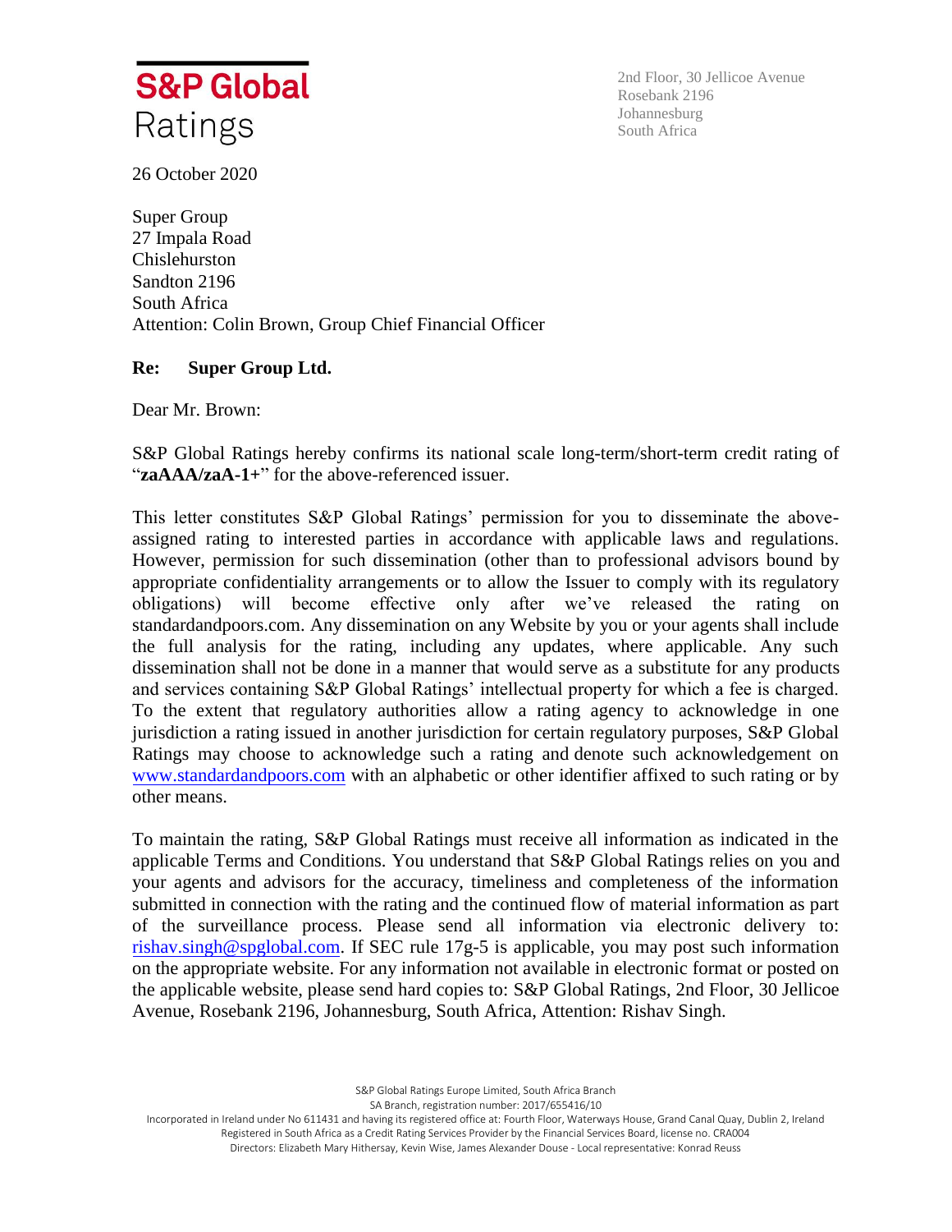**S&P Global**
Ratings

2nd Floor, 30 Jellicoe Avenue
Rosebank 2196
Johannesburg
South Africa

26 October 2020

Super Group
27 Impala Road
Chislehurston
Sandton 2196
South Africa
Attention: Colin Brown, Group Chief Financial Officer

**Re: Super Group Ltd.**

Dear Mr. Brown:

S&P Global Ratings hereby confirms its national scale long-term/short-term credit rating of "**zaAAA/zaA-1+**" for the above-referenced issuer.

This letter constitutes S&P Global Ratings' permission for you to disseminate the above-assigned rating to interested parties in accordance with applicable laws and regulations. However, permission for such dissemination (other than to professional advisors bound by appropriate confidentiality arrangements or to allow the Issuer to comply with its regulatory obligations) will become effective only after we've released the rating on standardandpoors.com. Any dissemination on any Website by you or your agents shall include the full analysis for the rating, including any updates, where applicable. Any such dissemination shall not be done in a manner that would serve as a substitute for any products and services containing S&P Global Ratings' intellectual property for which a fee is charged. To the extent that regulatory authorities allow a rating agency to acknowledge in one jurisdiction a rating issued in another jurisdiction for certain regulatory purposes, S&P Global Ratings may choose to acknowledge such a rating and denote such acknowledgement on www.standardandpoors.com with an alphabetic or other identifier affixed to such rating or by other means.

To maintain the rating, S&P Global Ratings must receive all information as indicated in the applicable Terms and Conditions. You understand that S&P Global Ratings relies on you and your agents and advisors for the accuracy, timeliness and completeness of the information submitted in connection with the rating and the continued flow of material information as part of the surveillance process. Please send all information via electronic delivery to: rishav.singh@spglobal.com. If SEC rule 17g-5 is applicable, you may post such information on the appropriate website. For any information not available in electronic format or posted on the applicable website, please send hard copies to: S&P Global Ratings, 2nd Floor, 30 Jellicoe Avenue, Rosebank 2196, Johannesburg, South Africa, Attention: Rishav Singh.

S&P Global Ratings Europe Limited, South Africa Branch
SA Branch, registration number: 2017/655416/10
Incorporated in Ireland under No 611431 and having its registered office at: Fourth Floor, Waterways House, Grand Canal Quay, Dublin 2, Ireland
Registered in South Africa as a Credit Rating Services Provider by the Financial Services Board, license no. CRA004
Directors: Elizabeth Mary Hithersay, Kevin Wise, James Alexander Douse - Local representative: Konrad Reuss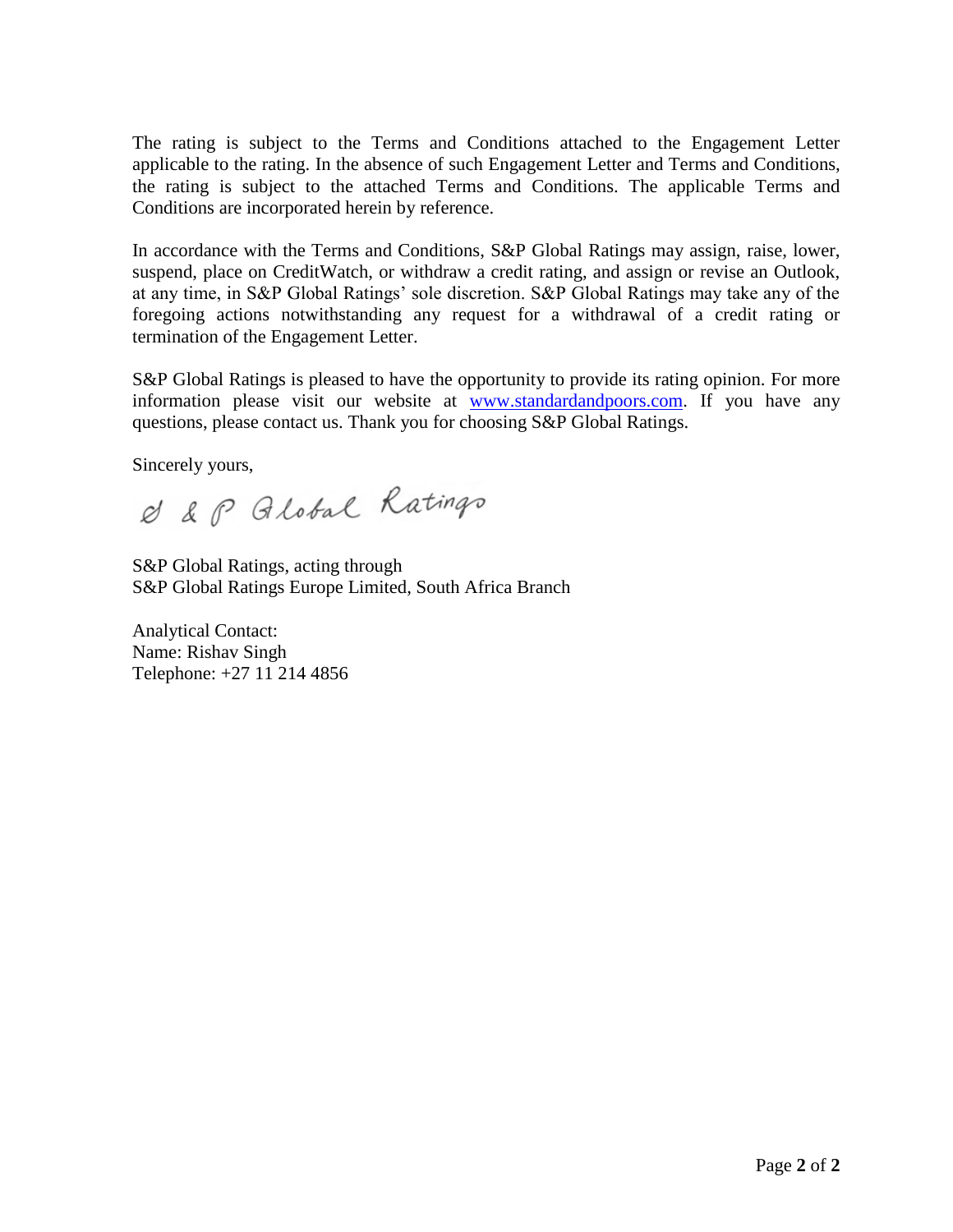The rating is subject to the Terms and Conditions attached to the Engagement Letter applicable to the rating. In the absence of such Engagement Letter and Terms and Conditions, the rating is subject to the attached Terms and Conditions. The applicable Terms and Conditions are incorporated herein by reference.

In accordance with the Terms and Conditions, S&P Global Ratings may assign, raise, lower, suspend, place on CreditWatch, or withdraw a credit rating, and assign or revise an Outlook, at any time, in S&P Global Ratings' sole discretion. S&P Global Ratings may take any of the foregoing actions notwithstanding any request for a withdrawal of a credit rating or termination of the Engagement Letter.

S&P Global Ratings is pleased to have the opportunity to provide its rating opinion. For more information please visit our website at [www.standardandpoors.com](http://www.standardandpoors.com). If you have any questions, please contact us. Thank you for choosing S&P Global Ratings.

Sincerely yours,

S & P Global Ratings

S&P Global Ratings, acting through
S&P Global Ratings Europe Limited, South Africa Branch

Analytical Contact:
Name: Rishav Singh
Telephone: +27 11 214 4856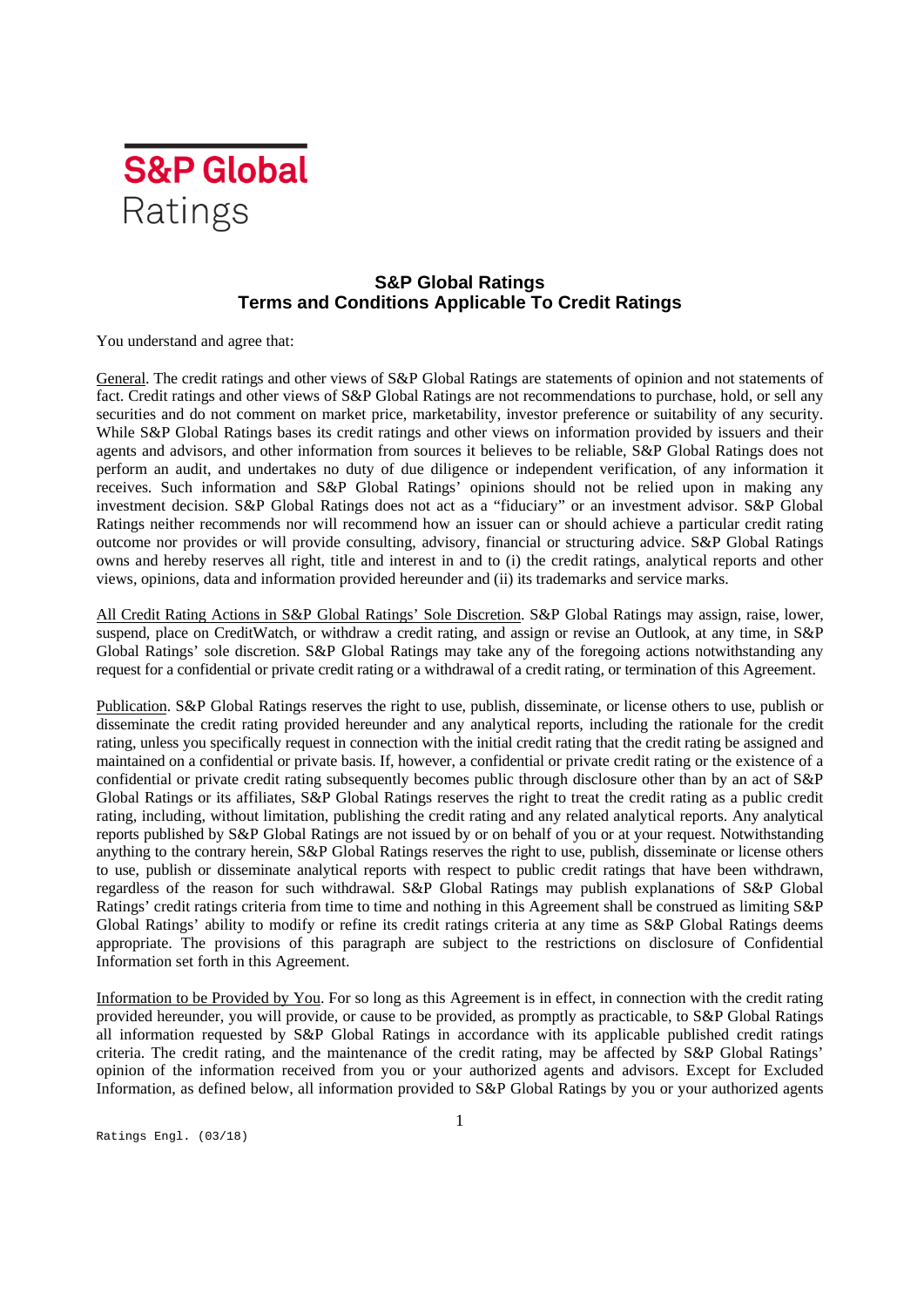# S&P Global Ratings

## S&P Global Ratings
## Terms and Conditions Applicable To Credit Ratings

You understand and agree that:

General. The credit ratings and other views of S&P Global Ratings are statements of opinion and not statements of fact. Credit ratings and other views of S&P Global Ratings are not recommendations to purchase, hold, or sell any securities and do not comment on market price, marketability, investor preference or suitability of any security. While S&P Global Ratings bases its credit ratings and other views on information provided by issuers and their agents and advisors, and other information from sources it believes to be reliable, S&P Global Ratings does not perform an audit, and undertakes no duty of due diligence or independent verification, of any information it receives. Such information and S&P Global Ratings' opinions should not be relied upon in making any investment decision. S&P Global Ratings does not act as a "fiduciary" or an investment advisor. S&P Global Ratings neither recommends nor will recommend how an issuer can or should achieve a particular credit rating outcome nor provides or will provide consulting, advisory, financial or structuring advice. S&P Global Ratings owns and hereby reserves all right, title and interest in and to (i) the credit ratings, analytical reports and other views, opinions, data and information provided hereunder and (ii) its trademarks and service marks.

All Credit Rating Actions in S&P Global Ratings' Sole Discretion. S&P Global Ratings may assign, raise, lower, suspend, place on CreditWatch, or withdraw a credit rating, and assign or revise an Outlook, at any time, in S&P Global Ratings' sole discretion. S&P Global Ratings may take any of the foregoing actions notwithstanding any request for a confidential or private credit rating or a withdrawal of a credit rating, or termination of this Agreement.

Publication. S&P Global Ratings reserves the right to use, publish, disseminate, or license others to use, publish or disseminate the credit rating provided hereunder and any analytical reports, including the rationale for the credit rating, unless you specifically request in connection with the initial credit rating that the credit rating be assigned and maintained on a confidential or private basis. If, however, a confidential or private credit rating or the existence of a confidential or private credit rating subsequently becomes public through disclosure other than by an act of S&P Global Ratings or its affiliates, S&P Global Ratings reserves the right to treat the credit rating as a public credit rating, including, without limitation, publishing the credit rating and any related analytical reports. Any analytical reports published by S&P Global Ratings are not issued by or on behalf of you or at your request. Notwithstanding anything to the contrary herein, S&P Global Ratings reserves the right to use, publish, disseminate or license others to use, publish or disseminate analytical reports with respect to public credit ratings that have been withdrawn, regardless of the reason for such withdrawal. S&P Global Ratings may publish explanations of S&P Global Ratings' credit ratings criteria from time to time and nothing in this Agreement shall be construed as limiting S&P Global Ratings' ability to modify or refine its credit ratings criteria at any time as S&P Global Ratings deems appropriate. The provisions of this paragraph are subject to the restrictions on disclosure of Confidential Information set forth in this Agreement.

Information to be Provided by You. For so long as this Agreement is in effect, in connection with the credit rating provided hereunder, you will provide, or cause to be provided, as promptly as practicable, to S&P Global Ratings all information requested by S&P Global Ratings in accordance with its applicable published credit ratings criteria. The credit rating, and the maintenance of the credit rating, may be affected by S&P Global Ratings' opinion of the information received from you or your authorized agents and advisors. Except for Excluded Information, as defined below, all information provided to S&P Global Ratings by you or your authorized agents

Ratings Engl. (03/18)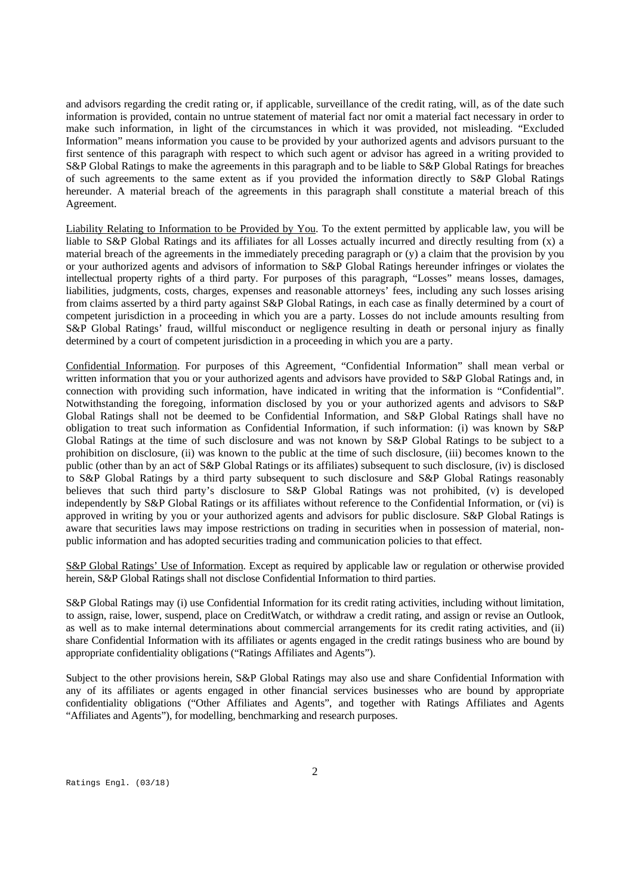and advisors regarding the credit rating or, if applicable, surveillance of the credit rating, will, as of the date such information is provided, contain no untrue statement of material fact nor omit a material fact necessary in order to make such information, in light of the circumstances in which it was provided, not misleading. "Excluded Information" means information you cause to be provided by your authorized agents and advisors pursuant to the first sentence of this paragraph with respect to which such agent or advisor has agreed in a writing provided to S&P Global Ratings to make the agreements in this paragraph and to be liable to S&P Global Ratings for breaches of such agreements to the same extent as if you provided the information directly to S&P Global Ratings hereunder. A material breach of the agreements in this paragraph shall constitute a material breach of this Agreement.

Liability Relating to Information to be Provided by You. To the extent permitted by applicable law, you will be liable to S&P Global Ratings and its affiliates for all Losses actually incurred and directly resulting from (x) a material breach of the agreements in the immediately preceding paragraph or (y) a claim that the provision by you or your authorized agents and advisors of information to S&P Global Ratings hereunder infringes or violates the intellectual property rights of a third party. For purposes of this paragraph, "Losses" means losses, damages, liabilities, judgments, costs, charges, expenses and reasonable attorneys' fees, including any such losses arising from claims asserted by a third party against S&P Global Ratings, in each case as finally determined by a court of competent jurisdiction in a proceeding in which you are a party. Losses do not include amounts resulting from S&P Global Ratings' fraud, willful misconduct or negligence resulting in death or personal injury as finally determined by a court of competent jurisdiction in a proceeding in which you are a party.

Confidential Information. For purposes of this Agreement, "Confidential Information" shall mean verbal or written information that you or your authorized agents and advisors have provided to S&P Global Ratings and, in connection with providing such information, have indicated in writing that the information is "Confidential". Notwithstanding the foregoing, information disclosed by you or your authorized agents and advisors to S&P Global Ratings shall not be deemed to be Confidential Information, and S&P Global Ratings shall have no obligation to treat such information as Confidential Information, if such information: (i) was known by S&P Global Ratings at the time of such disclosure and was not known by S&P Global Ratings to be subject to a prohibition on disclosure, (ii) was known to the public at the time of such disclosure, (iii) becomes known to the public (other than by an act of S&P Global Ratings or its affiliates) subsequent to such disclosure, (iv) is disclosed to S&P Global Ratings by a third party subsequent to such disclosure and S&P Global Ratings reasonably believes that such third party's disclosure to S&P Global Ratings was not prohibited, (v) is developed independently by S&P Global Ratings or its affiliates without reference to the Confidential Information, or (vi) is approved in writing by you or your authorized agents and advisors for public disclosure. S&P Global Ratings is aware that securities laws may impose restrictions on trading in securities when in possession of material, non-public information and has adopted securities trading and communication policies to that effect.

S&P Global Ratings' Use of Information. Except as required by applicable law or regulation or otherwise provided herein, S&P Global Ratings shall not disclose Confidential Information to third parties.

S&P Global Ratings may (i) use Confidential Information for its credit rating activities, including without limitation, to assign, raise, lower, suspend, place on CreditWatch, or withdraw a credit rating, and assign or revise an Outlook, as well as to make internal determinations about commercial arrangements for its credit rating activities, and (ii) share Confidential Information with its affiliates or agents engaged in the credit ratings business who are bound by appropriate confidentiality obligations ("Ratings Affiliates and Agents").

Subject to the other provisions herein, S&P Global Ratings may also use and share Confidential Information with any of its affiliates or agents engaged in other financial services businesses who are bound by appropriate confidentiality obligations ("Other Affiliates and Agents", and together with Ratings Affiliates and Agents "Affiliates and Agents"), for modelling, benchmarking and research purposes.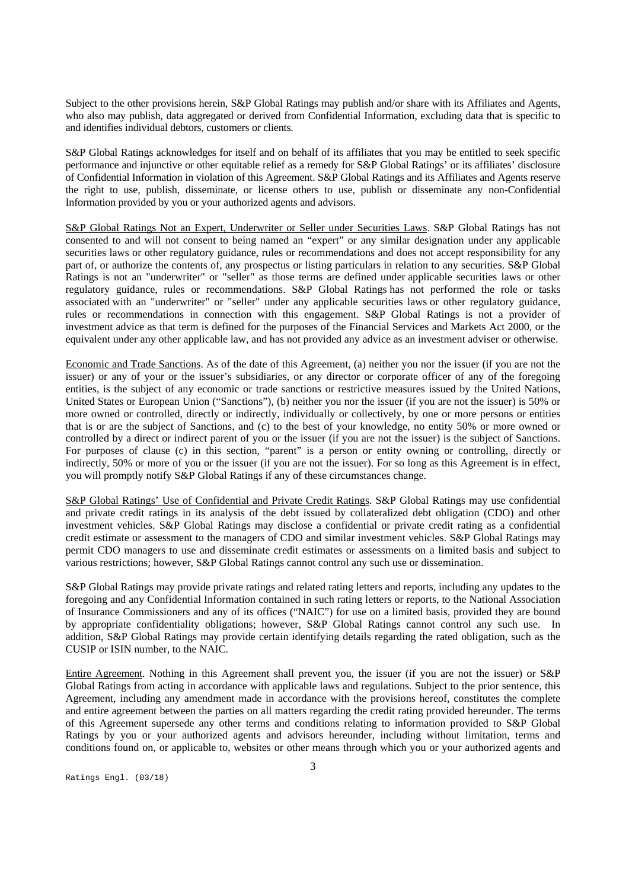Subject to the other provisions herein, S&P Global Ratings may publish and/or share with its Affiliates and Agents, who also may publish, data aggregated or derived from Confidential Information, excluding data that is specific to and identifies individual debtors, customers or clients.

S&P Global Ratings acknowledges for itself and on behalf of its affiliates that you may be entitled to seek specific performance and injunctive or other equitable relief as a remedy for S&P Global Ratings' or its affiliates' disclosure of Confidential Information in violation of this Agreement. S&P Global Ratings and its Affiliates and Agents reserve the right to use, publish, disseminate, or license others to use, publish or disseminate any non-Confidential Information provided by you or your authorized agents and advisors.

<u>S&P Global Ratings Not an Expert, Underwriter or Seller under Securities Laws</u>. S&P Global Ratings has not consented to and will not consent to being named an "expert" or any similar designation under any applicable securities laws or other regulatory guidance, rules or recommendations and does not accept responsibility for any part of, or authorize the contents of, any prospectus or listing particulars in relation to any securities. S&P Global Ratings is not an "underwriter" or "seller" as those terms are defined under applicable securities laws or other regulatory guidance, rules or recommendations. S&P Global Ratings has not performed the role or tasks associated with an "underwriter" or "seller" under any applicable securities laws or other regulatory guidance, rules or recommendations in connection with this engagement. S&P Global Ratings is not a provider of investment advice as that term is defined for the purposes of the Financial Services and Markets Act 2000, or the equivalent under any other applicable law, and has not provided any advice as an investment adviser or otherwise.

<u>Economic and Trade Sanctions</u>. As of the date of this Agreement, (a) neither you nor the issuer (if you are not the issuer) or any of your or the issuer's subsidiaries, or any director or corporate officer of any of the foregoing entities, is the subject of any economic or trade sanctions or restrictive measures issued by the United Nations, United States or European Union ("Sanctions"), (b) neither you nor the issuer (if you are not the issuer) is 50% or more owned or controlled, directly or indirectly, individually or collectively, by one or more persons or entities that is or are the subject of Sanctions, and (c) to the best of your knowledge, no entity 50% or more owned or controlled by a direct or indirect parent of you or the issuer (if you are not the issuer) is the subject of Sanctions. For purposes of clause (c) in this section, "parent" is a person or entity owning or controlling, directly or indirectly, 50% or more of you or the issuer (if you are not the issuer). For so long as this Agreement is in effect, you will promptly notify S&P Global Ratings if any of these circumstances change.

<u>S&P Global Ratings' Use of Confidential and Private Credit Ratings</u>. S&P Global Ratings may use confidential and private credit ratings in its analysis of the debt issued by collateralized debt obligation (CDO) and other investment vehicles. S&P Global Ratings may disclose a confidential or private credit rating as a confidential credit estimate or assessment to the managers of CDO and similar investment vehicles. S&P Global Ratings may permit CDO managers to use and disseminate credit estimates or assessments on a limited basis and subject to various restrictions; however, S&P Global Ratings cannot control any such use or dissemination.

S&P Global Ratings may provide private ratings and related rating letters and reports, including any updates to the foregoing and any Confidential Information contained in such rating letters or reports, to the National Association of Insurance Commissioners and any of its offices ("NAIC") for use on a limited basis, provided they are bound by appropriate confidentiality obligations; however, S&P Global Ratings cannot control any such use. In addition, S&P Global Ratings may provide certain identifying details regarding the rated obligation, such as the CUSIP or ISIN number, to the NAIC.

<u>Entire Agreement</u>. Nothing in this Agreement shall prevent you, the issuer (if you are not the issuer) or S&P Global Ratings from acting in accordance with applicable laws and regulations. Subject to the prior sentence, this Agreement, including any amendment made in accordance with the provisions hereof, constitutes the complete and entire agreement between the parties on all matters regarding the credit rating provided hereunder. The terms of this Agreement supersede any other terms and conditions relating to information provided to S&P Global Ratings by you or your authorized agents and advisors hereunder, including without limitation, terms and conditions found on, or applicable to, websites or other means through which you or your authorized agents and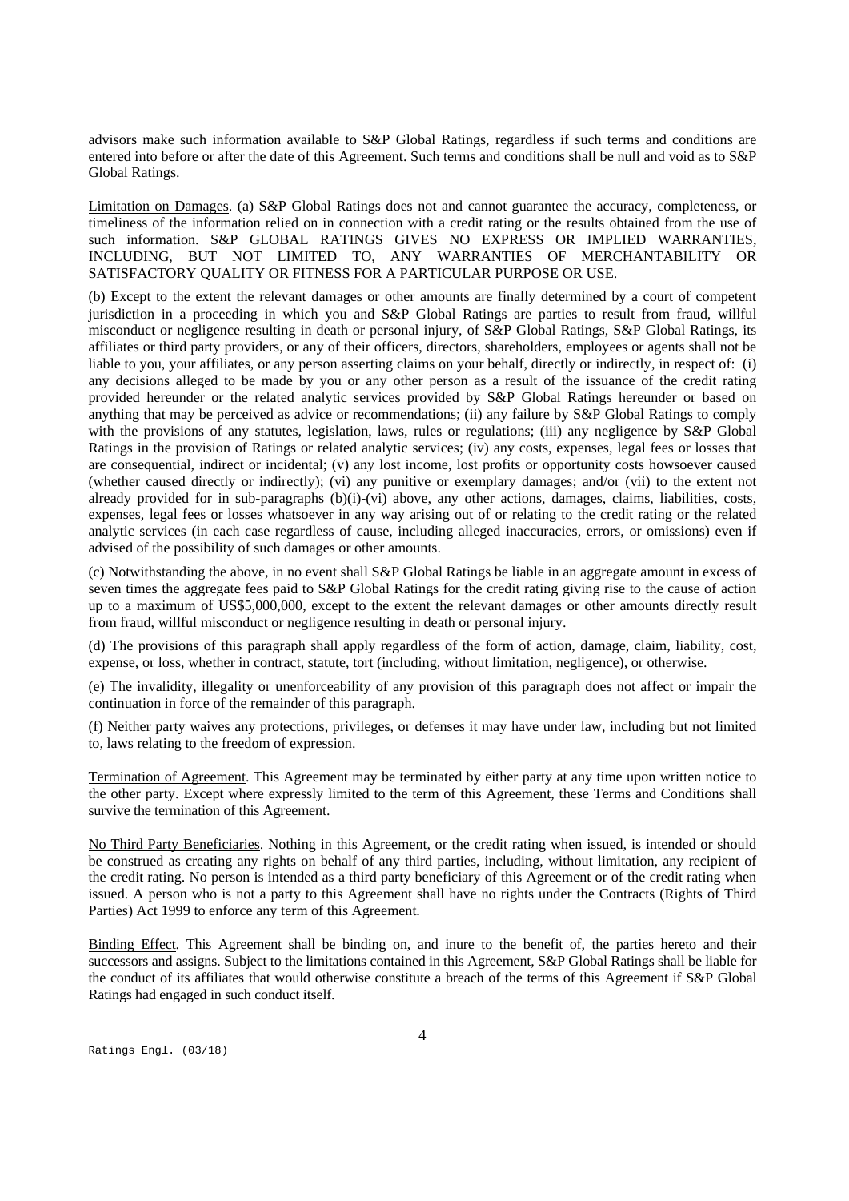advisors make such information available to S&P Global Ratings, regardless if such terms and conditions are entered into before or after the date of this Agreement. Such terms and conditions shall be null and void as to S&P Global Ratings.

Limitation on Damages. (a) S&P Global Ratings does not and cannot guarantee the accuracy, completeness, or timeliness of the information relied on in connection with a credit rating or the results obtained from the use of such information. S&P GLOBAL RATINGS GIVES NO EXPRESS OR IMPLIED WARRANTIES, INCLUDING, BUT NOT LIMITED TO, ANY WARRANTIES OF MERCHANTABILITY OR SATISFACTORY QUALITY OR FITNESS FOR A PARTICULAR PURPOSE OR USE.

(b) Except to the extent the relevant damages or other amounts are finally determined by a court of competent jurisdiction in a proceeding in which you and S&P Global Ratings are parties to result from fraud, willful misconduct or negligence resulting in death or personal injury, of S&P Global Ratings, S&P Global Ratings, its affiliates or third party providers, or any of their officers, directors, shareholders, employees or agents shall not be liable to you, your affiliates, or any person asserting claims on your behalf, directly or indirectly, in respect of: (i) any decisions alleged to be made by you or any other person as a result of the issuance of the credit rating provided hereunder or the related analytic services provided by S&P Global Ratings hereunder or based on anything that may be perceived as advice or recommendations; (ii) any failure by S&P Global Ratings to comply with the provisions of any statutes, legislation, laws, rules or regulations; (iii) any negligence by S&P Global Ratings in the provision of Ratings or related analytic services; (iv) any costs, expenses, legal fees or losses that are consequential, indirect or incidental; (v) any lost income, lost profits or opportunity costs howsoever caused (whether caused directly or indirectly); (vi) any punitive or exemplary damages; and/or (vii) to the extent not already provided for in sub-paragraphs (b)(i)-(vi) above, any other actions, damages, claims, liabilities, costs, expenses, legal fees or losses whatsoever in any way arising out of or relating to the credit rating or the related analytic services (in each case regardless of cause, including alleged inaccuracies, errors, or omissions) even if advised of the possibility of such damages or other amounts.

(c) Notwithstanding the above, in no event shall S&P Global Ratings be liable in an aggregate amount in excess of seven times the aggregate fees paid to S&P Global Ratings for the credit rating giving rise to the cause of action up to a maximum of US$5,000,000, except to the extent the relevant damages or other amounts directly result from fraud, willful misconduct or negligence resulting in death or personal injury.

(d) The provisions of this paragraph shall apply regardless of the form of action, damage, claim, liability, cost, expense, or loss, whether in contract, statute, tort (including, without limitation, negligence), or otherwise.

(e) The invalidity, illegality or unenforceability of any provision of this paragraph does not affect or impair the continuation in force of the remainder of this paragraph.

(f) Neither party waives any protections, privileges, or defenses it may have under law, including but not limited to, laws relating to the freedom of expression.

Termination of Agreement. This Agreement may be terminated by either party at any time upon written notice to the other party. Except where expressly limited to the term of this Agreement, these Terms and Conditions shall survive the termination of this Agreement.

No Third Party Beneficiaries. Nothing in this Agreement, or the credit rating when issued, is intended or should be construed as creating any rights on behalf of any third parties, including, without limitation, any recipient of the credit rating. No person is intended as a third party beneficiary of this Agreement or of the credit rating when issued. A person who is not a party to this Agreement shall have no rights under the Contracts (Rights of Third Parties) Act 1999 to enforce any term of this Agreement.

Binding Effect. This Agreement shall be binding on, and inure to the benefit of, the parties hereto and their successors and assigns. Subject to the limitations contained in this Agreement, S&P Global Ratings shall be liable for the conduct of its affiliates that would otherwise constitute a breach of the terms of this Agreement if S&P Global Ratings had engaged in such conduct itself.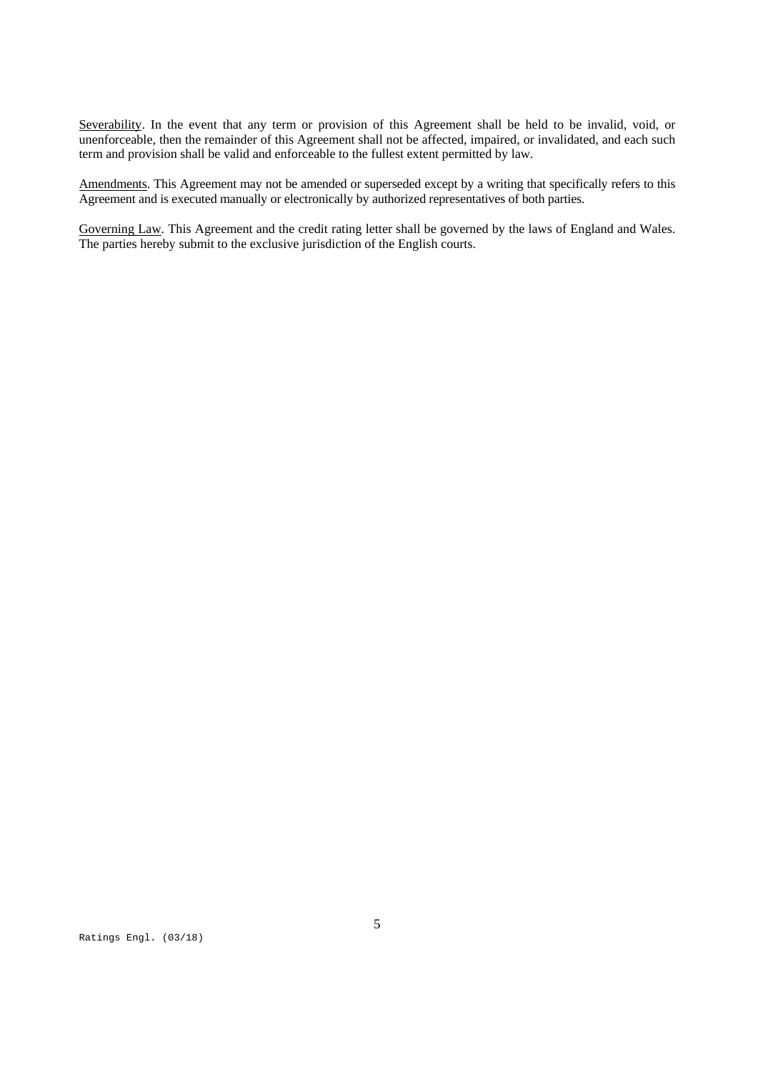Severability. In the event that any term or provision of this Agreement shall be held to be invalid, void, or unenforceable, then the remainder of this Agreement shall not be affected, impaired, or invalidated, and each such term and provision shall be valid and enforceable to the fullest extent permitted by law.

Amendments. This Agreement may not be amended or superseded except by a writing that specifically refers to this Agreement and is executed manually or electronically by authorized representatives of both parties.

Governing Law. This Agreement and the credit rating letter shall be governed by the laws of England and Wales. The parties hereby submit to the exclusive jurisdiction of the English courts.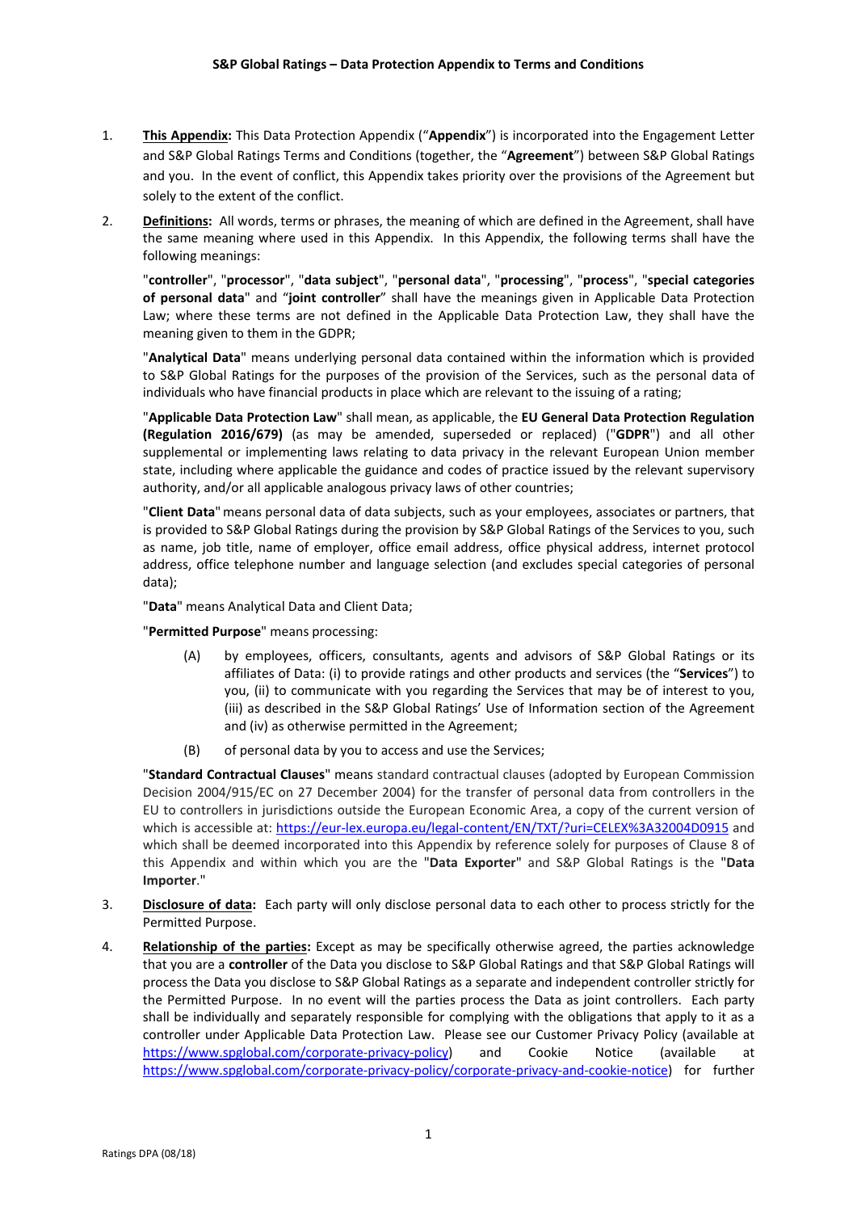### S&P Global Ratings – Data Protection Appendix to Terms and Conditions

1. **This Appendix:** This Data Protection Appendix ("**Appendix**") is incorporated into the Engagement Letter and S&P Global Ratings Terms and Conditions (together, the "**Agreement**") between S&P Global Ratings and you. In the event of conflict, this Appendix takes priority over the provisions of the Agreement but solely to the extent of the conflict.

2. **Definitions:** All words, terms or phrases, the meaning of which are defined in the Agreement, shall have the same meaning where used in this Appendix. In this Appendix, the following terms shall have the following meanings:

   "**controller**", "**processor**", "**data subject**", "**personal data**", "**processing**", "**process**", "**special categories of personal data**" and "**joint controller**" shall have the meanings given in Applicable Data Protection Law; where these terms are not defined in the Applicable Data Protection Law, they shall have the meaning given to them in the GDPR;

   "**Analytical Data**" means underlying personal data contained within the information which is provided to S&P Global Ratings for the purposes of the provision of the Services, such as the personal data of individuals who have financial products in place which are relevant to the issuing of a rating;

   "**Applicable Data Protection Law**" shall mean, as applicable, the **EU General Data Protection Regulation (Regulation 2016/679)** (as may be amended, superseded or replaced) ("**GDPR**") and all other supplemental or implementing laws relating to data privacy in the relevant European Union member state, including where applicable the guidance and codes of practice issued by the relevant supervisory authority, and/or all applicable analogous privacy laws of other countries;

   "**Client Data**" means personal data of data subjects, such as your employees, associates or partners, that is provided to S&P Global Ratings during the provision by S&P Global Ratings of the Services to you, such as name, job title, name of employer, office email address, office physical address, internet protocol address, office telephone number and language selection (and excludes special categories of personal data);

   "**Data**" means Analytical Data and Client Data;

   "**Permitted Purpose**" means processing:

   (A) by employees, officers, consultants, agents and advisors of S&P Global Ratings or its affiliates of Data: (i) to provide ratings and other products and services (the "**Services**") to you, (ii) to communicate with you regarding the Services that may be of interest to you, (iii) as described in the S&P Global Ratings' Use of Information section of the Agreement and (iv) as otherwise permitted in the Agreement;

   (B) of personal data by you to access and use the Services;

   "**Standard Contractual Clauses**" means standard contractual clauses (adopted by European Commission Decision 2004/915/EC on 27 December 2004) for the transfer of personal data from controllers in the EU to controllers in jurisdictions outside the European Economic Area, a copy of the current version of which is accessible at: https://eur-lex.europa.eu/legal-content/EN/TXT/?uri=CELEX%3A32004D0915 and which shall be deemed incorporated into this Appendix by reference solely for purposes of Clause 8 of this Appendix and within which you are the "**Data Exporter**" and S&P Global Ratings is the "**Data Importer**."

3. **Disclosure of data:** Each party will only disclose personal data to each other to process strictly for the Permitted Purpose.

4. **Relationship of the parties:** Except as may be specifically otherwise agreed, the parties acknowledge that you are a **controller** of the Data you disclose to S&P Global Ratings and that S&P Global Ratings will process the Data you disclose to S&P Global Ratings as a separate and independent controller strictly for the Permitted Purpose. In no event will the parties process the Data as joint controllers. Each party shall be individually and separately responsible for complying with the obligations that apply to it as a controller under Applicable Data Protection Law. Please see our Customer Privacy Policy (available at https://www.spglobal.com/corporate-privacy-policy) and Cookie Notice (available at https://www.spglobal.com/corporate-privacy-policy/corporate-privacy-and-cookie-notice) for further

Ratings DPA (08/18)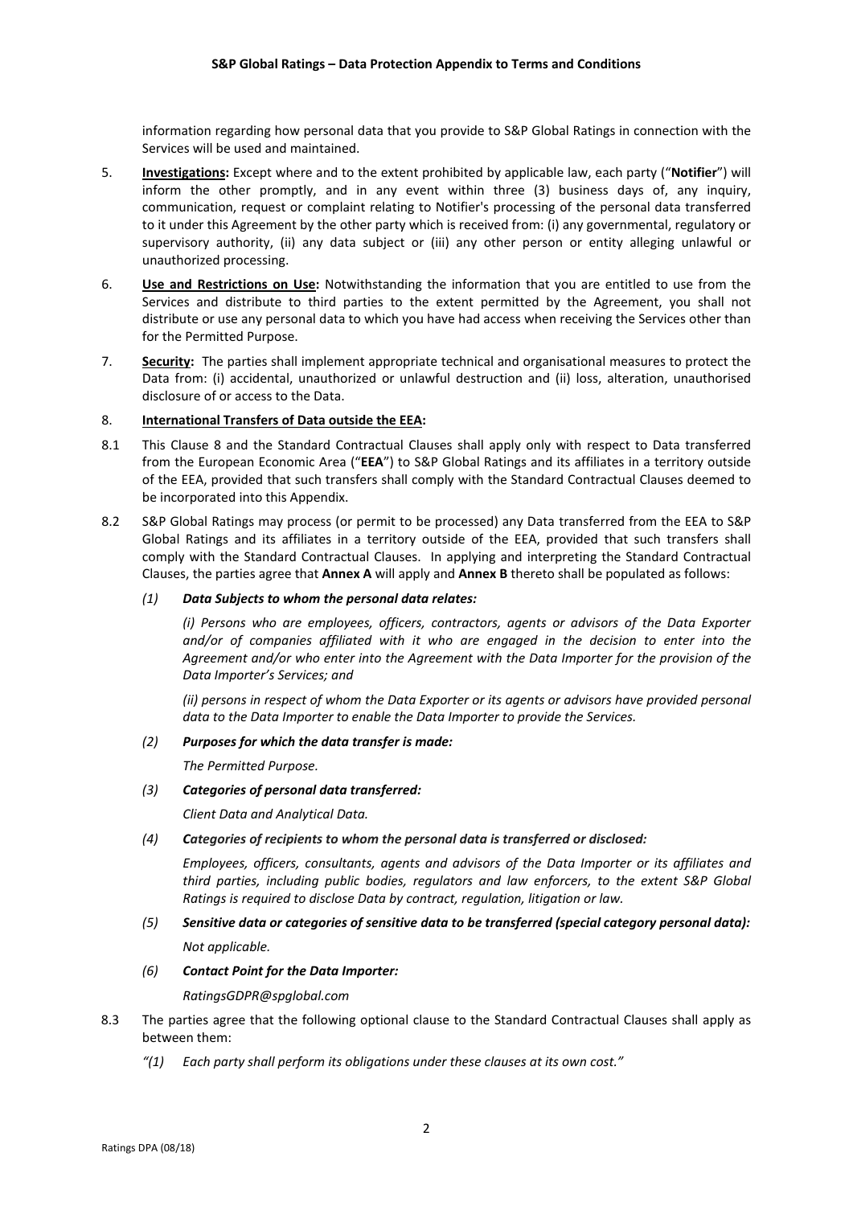information regarding how personal data that you provide to S&P Global Ratings in connection with the Services will be used and maintained.

5. **Investigations:** Except where and to the extent prohibited by applicable law, each party ("**Notifier**") will inform the other promptly, and in any event within three (3) business days of, any inquiry, communication, request or complaint relating to Notifier's processing of the personal data transferred to it under this Agreement by the other party which is received from: (i) any governmental, regulatory or supervisory authority, (ii) any data subject or (iii) any other person or entity alleging unlawful or unauthorized processing.

6. **Use and Restrictions on Use:** Notwithstanding the information that you are entitled to use from the Services and distribute to third parties to the extent permitted by the Agreement, you shall not distribute or use any personal data to which you have had access when receiving the Services other than for the Permitted Purpose.

7. **Security:** The parties shall implement appropriate technical and organisational measures to protect the Data from: (i) accidental, unauthorized or unlawful destruction and (ii) loss, alteration, unauthorised disclosure of or access to the Data.

8. **International Transfers of Data outside the EEA:**

8.1 This Clause 8 and the Standard Contractual Clauses shall apply only with respect to Data transferred from the European Economic Area ("**EEA**") to S&P Global Ratings and its affiliates in a territory outside of the EEA, provided that such transfers shall comply with the Standard Contractual Clauses deemed to be incorporated into this Appendix.

8.2 S&P Global Ratings may process (or permit to be processed) any Data transferred from the EEA to S&P Global Ratings and its affiliates in a territory outside of the EEA, provided that such transfers shall comply with the Standard Contractual Clauses. In applying and interpreting the Standard Contractual Clauses, the parties agree that **Annex A** will apply and **Annex B** thereto shall be populated as follows:

*(1)* ***Data Subjects to whom the personal data relates:***

*(i) Persons who are employees, officers, contractors, agents or advisors of the Data Exporter and/or of companies affiliated with it who are engaged in the decision to enter into the Agreement and/or who enter into the Agreement with the Data Importer for the provision of the Data Importer's Services; and*

*(ii) persons in respect of whom the Data Exporter or its agents or advisors have provided personal data to the Data Importer to enable the Data Importer to provide the Services.*

*(2)* ***Purposes for which the data transfer is made:***

*The Permitted Purpose.*

*(3)* ***Categories of personal data transferred:***

*Client Data and Analytical Data.*

*(4)* ***Categories of recipients to whom the personal data is transferred or disclosed:***

*Employees, officers, consultants, agents and advisors of the Data Importer or its affiliates and third parties, including public bodies, regulators and law enforcers, to the extent S&P Global Ratings is required to disclose Data by contract, regulation, litigation or law.*

*(5)* ***Sensitive data or categories of sensitive data to be transferred (special category personal data):***

*Not applicable.*

*(6)* ***Contact Point for the Data Importer:***

*RatingsGDPR@spglobal.com*

8.3 The parties agree that the following optional clause to the Standard Contractual Clauses shall apply as between them:

*"(1) Each party shall perform its obligations under these clauses at its own cost."*

Ratings DPA (08/18)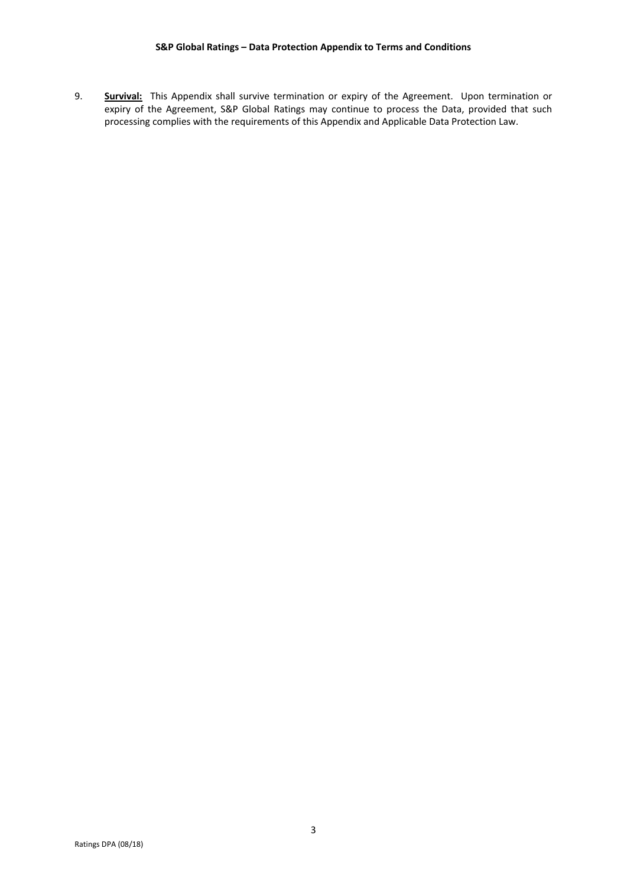9. **Survival:** This Appendix shall survive termination or expiry of the Agreement. Upon termination or expiry of the Agreement, S&P Global Ratings may continue to process the Data, provided that such processing complies with the requirements of this Appendix and Applicable Data Protection Law.